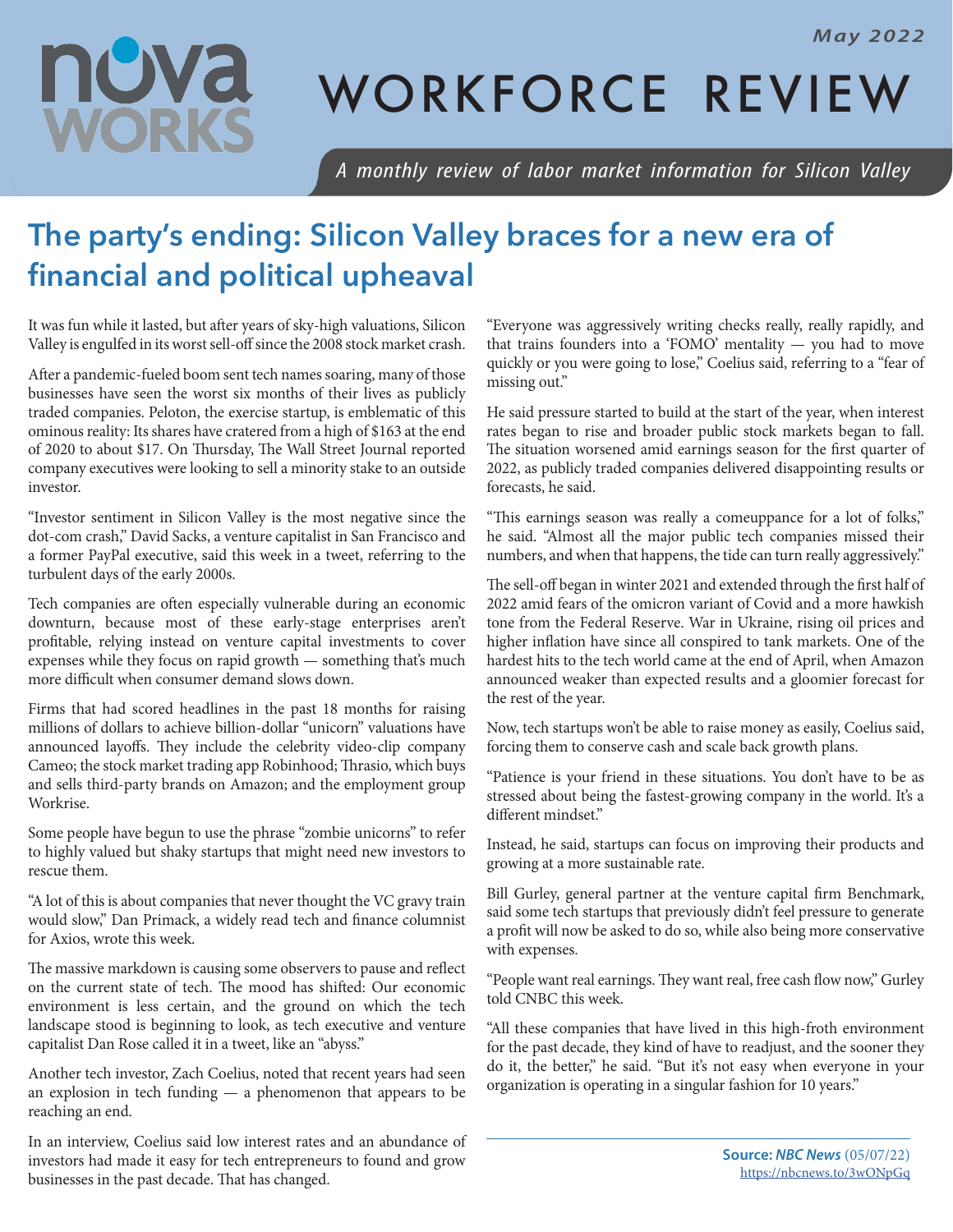# WORKFORCE REVIEW

May 2022

*A monthly review of labor market information for Silicon Valley*

## The party's ending: Silicon Valley braces for a new era of financial and political upheaval

It was fun while it lasted, but after years of sky-high valuations, Silicon Valley is engulfed in its worst sell-off since the 2008 stock market crash.

After a pandemic-fueled boom sent tech names soaring, many of those businesses have seen the worst six months of their lives as publicly traded companies. Peloton, the exercise startup, is emblematic of this ominous reality: Its shares have cratered from a high of $163 at the end of 2020 to about $17. On Thursday, The Wall Street Journal reported company executives were looking to sell a minority stake to an outside investor.

"Investor sentiment in Silicon Valley is the most negative since the dot-com crash," David Sacks, a venture capitalist in San Francisco and a former PayPal executive, said this week in a tweet, referring to the turbulent days of the early 2000s.

Tech companies are often especially vulnerable during an economic downturn, because most of these early-stage enterprises aren't profitable, relying instead on venture capital investments to cover expenses while they focus on rapid growth — something that's much more difficult when consumer demand slows down.

Firms that had scored headlines in the past 18 months for raising millions of dollars to achieve billion-dollar "unicorn" valuations have announced layoffs. They include the celebrity video-clip company Cameo; the stock market trading app Robinhood; Thrasio, which buys and sells third-party brands on Amazon; and the employment group Workrise.

Some people have begun to use the phrase "zombie unicorns" to refer to highly valued but shaky startups that might need new investors to rescue them.

"A lot of this is about companies that never thought the VC gravy train would slow," Dan Primack, a widely read tech and finance columnist for Axios, wrote this week.

The massive markdown is causing some observers to pause and reflect on the current state of tech. The mood has shifted: Our economic environment is less certain, and the ground on which the tech landscape stood is beginning to look, as tech executive and venture capitalist Dan Rose called it in a tweet, like an "abyss."

Another tech investor, Zach Coelius, noted that recent years had seen an explosion in tech funding — a phenomenon that appears to be reaching an end.

In an interview, Coelius said low interest rates and an abundance of investors had made it easy for tech entrepreneurs to found and grow businesses in the past decade. That has changed.

"Everyone was aggressively writing checks really, really rapidly, and that trains founders into a 'FOMO' mentality — you had to move quickly or you were going to lose," Coelius said, referring to a "fear of missing out."

He said pressure started to build at the start of the year, when interest rates began to rise and broader public stock markets began to fall. The situation worsened amid earnings season for the first quarter of 2022, as publicly traded companies delivered disappointing results or forecasts, he said.

"This earnings season was really a comeuppance for a lot of folks," he said. "Almost all the major public tech companies missed their numbers, and when that happens, the tide can turn really aggressively."

The sell-off began in winter 2021 and extended through the first half of 2022 amid fears of the omicron variant of Covid and a more hawkish tone from the Federal Reserve. War in Ukraine, rising oil prices and higher inflation have since all conspired to tank markets. One of the hardest hits to the tech world came at the end of April, when Amazon announced weaker than expected results and a gloomier forecast for the rest of the year.

Now, tech startups won't be able to raise money as easily, Coelius said, forcing them to conserve cash and scale back growth plans.

"Patience is your friend in these situations. You don't have to be as stressed about being the fastest-growing company in the world. It's a different mindset."

Instead, he said, startups can focus on improving their products and growing at a more sustainable rate.

Bill Gurley, general partner at the venture capital firm Benchmark, said some tech startups that previously didn't feel pressure to generate a profit will now be asked to do so, while also being more conservative with expenses.

"People want real earnings. They want real, free cash flow now," Gurley told CNBC this week.

"All these companies that have lived in this high-froth environment for the past decade, they kind of have to readjust, and the sooner they do it, the better," he said. "But it's not easy when everyone in your organization is operating in a singular fashion for 10 years."

**Source:** ***NBC News*** (05/07/22)
https://nbcnews.to/3wONpGq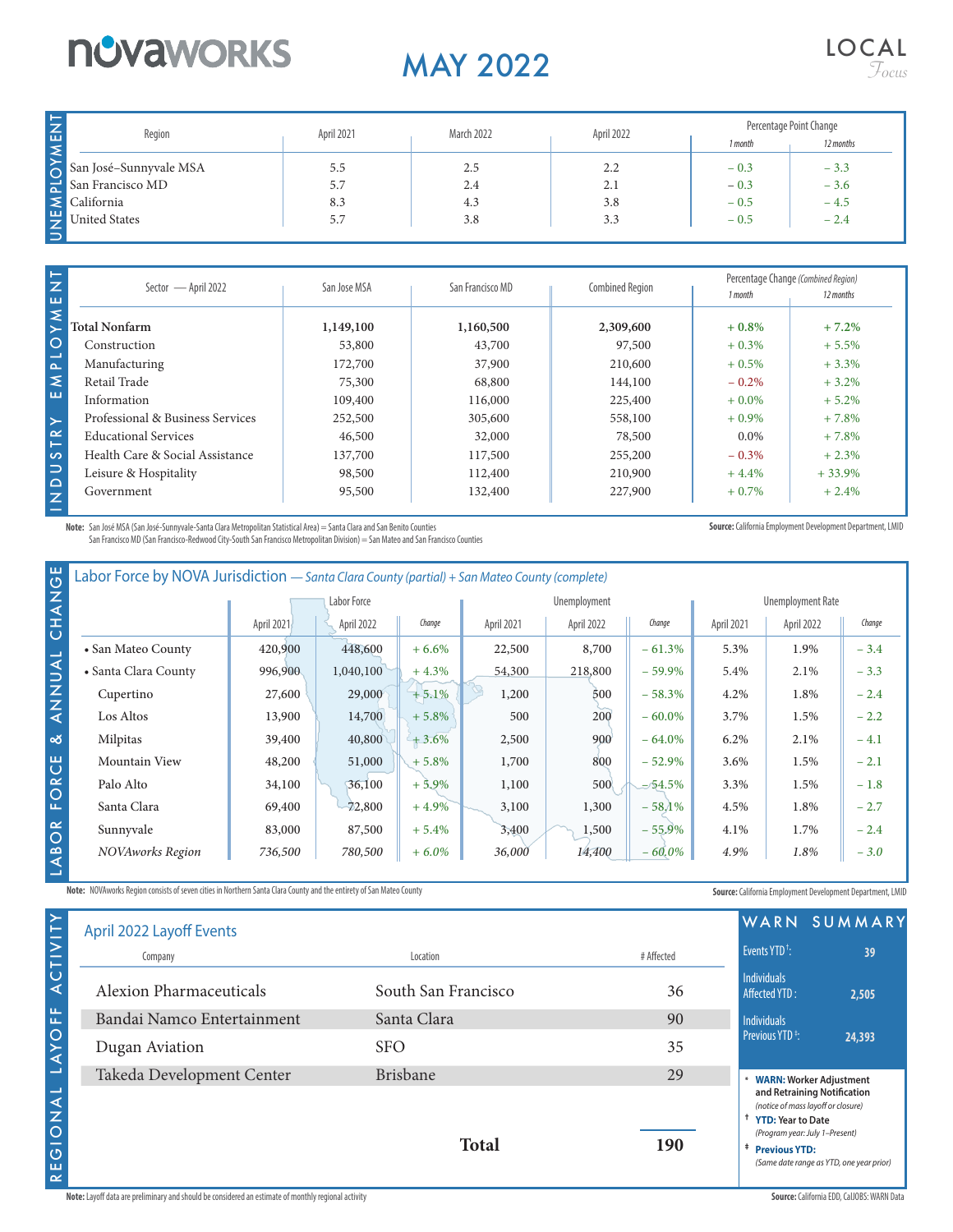# novaworks

# MAY 2022

LOCAL *Focus*

## UNEMPLOYMENT

| Region | April 2021 | March 2022 | April 2022 | Percentage Point Change | |
|---|---|---|---|---|---|
| | | | | *1 month* | *12 months* |
| San José–Sunnyvale MSA | 5.5 | 2.5 | 2.2 | – 0.3 | – 3.3 |
| San Francisco MD | 5.7 | 2.4 | 2.1 | – 0.3 | – 3.6 |
| California | 8.3 | 4.3 | 3.8 | – 0.5 | – 4.5 |
| United States | 5.7 | 3.8 | 3.3 | – 0.5 | – 2.4 |

## INDUSTRY EMPLOYMENT

| Sector — April 2022 | San Jose MSA | San Francisco MD | Combined Region | Percentage Change *(Combined Region)* | |
|---|---|---|---|---|---|
| | | | | *1 month* | *12 months* |
| **Total Nonfarm** | **1,149,100** | **1,160,500** | **2,309,600** | **+ 0.8%** | **+ 7.2%** |
| Construction | 53,800 | 43,700 | 97,500 | + 0.3% | + 5.5% |
| Manufacturing | 172,700 | 37,900 | 210,600 | + 0.5% | + 3.3% |
| Retail Trade | 75,300 | 68,800 | 144,100 | – 0.2% | + 3.2% |
| Information | 109,400 | 116,000 | 225,400 | + 0.0% | + 5.2% |
| Professional & Business Services | 252,500 | 305,600 | 558,100 | + 0.9% | + 7.8% |
| Educational Services | 46,500 | 32,000 | 78,500 | 0.0% | + 7.8% |
| Health Care & Social Assistance | 137,700 | 117,500 | 255,200 | – 0.3% | + 2.3% |
| Leisure & Hospitality | 98,500 | 112,400 | 210,900 | + 4.4% | + 33.9% |
| Government | 95,500 | 132,400 | 227,900 | + 0.7% | + 2.4% |

**Note:** San José MSA (San José-Sunnyvale-Santa Clara Metropolitan Statistical Area) = Santa Clara and San Benito Counties
San Francisco MD (San Francisco-Redwood City-South San Francisco Metropolitan Division) = San Mateo and San Francisco Counties

**Source:** California Employment Development Department, LMID

## LABOR FORCE & ANNUAL CHANGE

### Labor Force by NOVA Jurisdiction — *Santa Clara County (partial) + San Mateo County (complete)*

| | Labor Force | | | Unemployment | | | Unemployment Rate | | |
|---|---|---|---|---|---|---|---|---|---|
| | April 2021 | April 2022 | *Change* | April 2021 | April 2022 | *Change* | April 2021 | April 2022 | *Change* |
| • San Mateo County | 420,900 | 448,600 | + 6.6% | 22,500 | 8,700 | – 61.3% | 5.3% | 1.9% | – 3.4 |
| • Santa Clara County | 996,900 | 1,040,100 | + 4.3% | 54,300 | 218,800 | – 59.9% | 5.4% | 2.1% | – 3.3 |
| Cupertino | 27,600 | 29,000 | + 5.1% | 1,200 | 500 | – 58.3% | 4.2% | 1.8% | – 2.4 |
| Los Altos | 13,900 | 14,700 | + 5.8% | 500 | 200 | – 60.0% | 3.7% | 1.5% | – 2.2 |
| Milpitas | 39,400 | 40,800 | + 3.6% | 2,500 | 900 | – 64.0% | 6.2% | 2.1% | – 4.1 |
| Mountain View | 48,200 | 51,000 | + 5.8% | 1,700 | 800 | – 52.9% | 3.6% | 1.5% | – 2.1 |
| Palo Alto | 34,100 | 36,100 | + 5.9% | 1,100 | 500 | – 54.5% | 3.3% | 1.5% | – 1.8 |
| Santa Clara | 69,400 | 72,800 | + 4.9% | 3,100 | 1,300 | – 58.1% | 4.5% | 1.8% | – 2.7 |
| Sunnyvale | 83,000 | 87,500 | + 5.4% | 3,400 | 1,500 | – 55.9% | 4.1% | 1.7% | – 2.4 |
| *NOVAworks Region* | *736,500* | *780,500* | *+ 6.0%* | *36,000* | *14,400* | *– 60.0%* | *4.9%* | *1.8%* | *– 3.0* |

**Note:** NOVAworks Region consists of seven cities in Northern Santa Clara County and the entirety of San Mateo County

**Source:** California Employment Development Department, LMID

## REGIONAL LAYOFF ACTIVITY

### April 2022 Layoff Events

| Company | Location | # Affected |
|---|---|---|
| Alexion Pharmaceuticals | South San Francisco | 36 |
| Bandai Namco Entertainment | Santa Clara | 90 |
| Dugan Aviation | SFO | 35 |
| Takeda Development Center | Brisbane | 29 |
| | **Total** | **190** |

### WARN SUMMARY

| | |
|---|---|
| Events YTD[†]: | 39 |
| Individuals Affected YTD: | 2,505 |
| Individuals Previous YTD[‡]: | 24,393 |

\* **WARN: Worker Adjustment and Retraining Notification** *(notice of mass layoff or closure)*

[†] **YTD: Year to Date** *(Program year: July 1–Present)*

[‡] **Previous YTD:** *(Same date range as YTD, one year prior)*

**Note:** Layoff data are preliminary and should be considered an estimate of monthly regional activity

**Source:** California EDD, CalJOBS: WARN Data